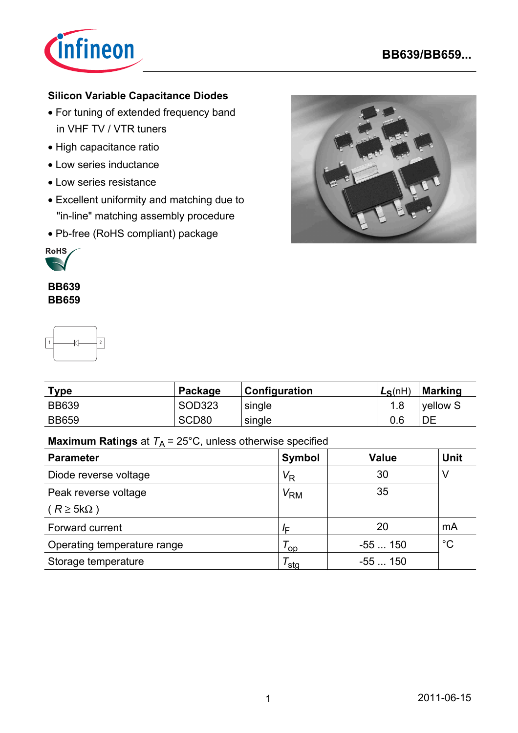# BB639/BB659...

## Silicon Variable Capacitance Diodes

- For tuning of extended frequency band in VHF TV / VTR tuners
- High capacitance ratio
- Low series inductance
- Low series resistance
- Excellent uniformity and matching due to "in-line" matching assembly procedure
- Pb-free (RoHS compliant) package

**BB639**
**BB659**

| Type | Package | Configuration | $L_S$(nH) | Marking |
|---|---|---|---|---|
| BB639 | SOD323 | single | 1.8 | yellow S |
| BB659 | SCD80 | single | 0.6 | DE |

**Maximum Ratings** at $T_A$ = 25°C, unless otherwise specified

| Parameter | Symbol | Value | Unit |
|---|---|---|---|
| Diode reverse voltage | $V_R$ | 30 | V |
| Peak reverse voltage ( $R \geq 5\text{k}\Omega$ ) | $V_{RM}$ | 35 | |
| Forward current | $I_F$ | 20 | mA |
| Operating temperature range | $T_{op}$ | -55 ... 150 | °C |
| Storage temperature | $T_{stg}$ | -55 ... 150 | |

2011-06-15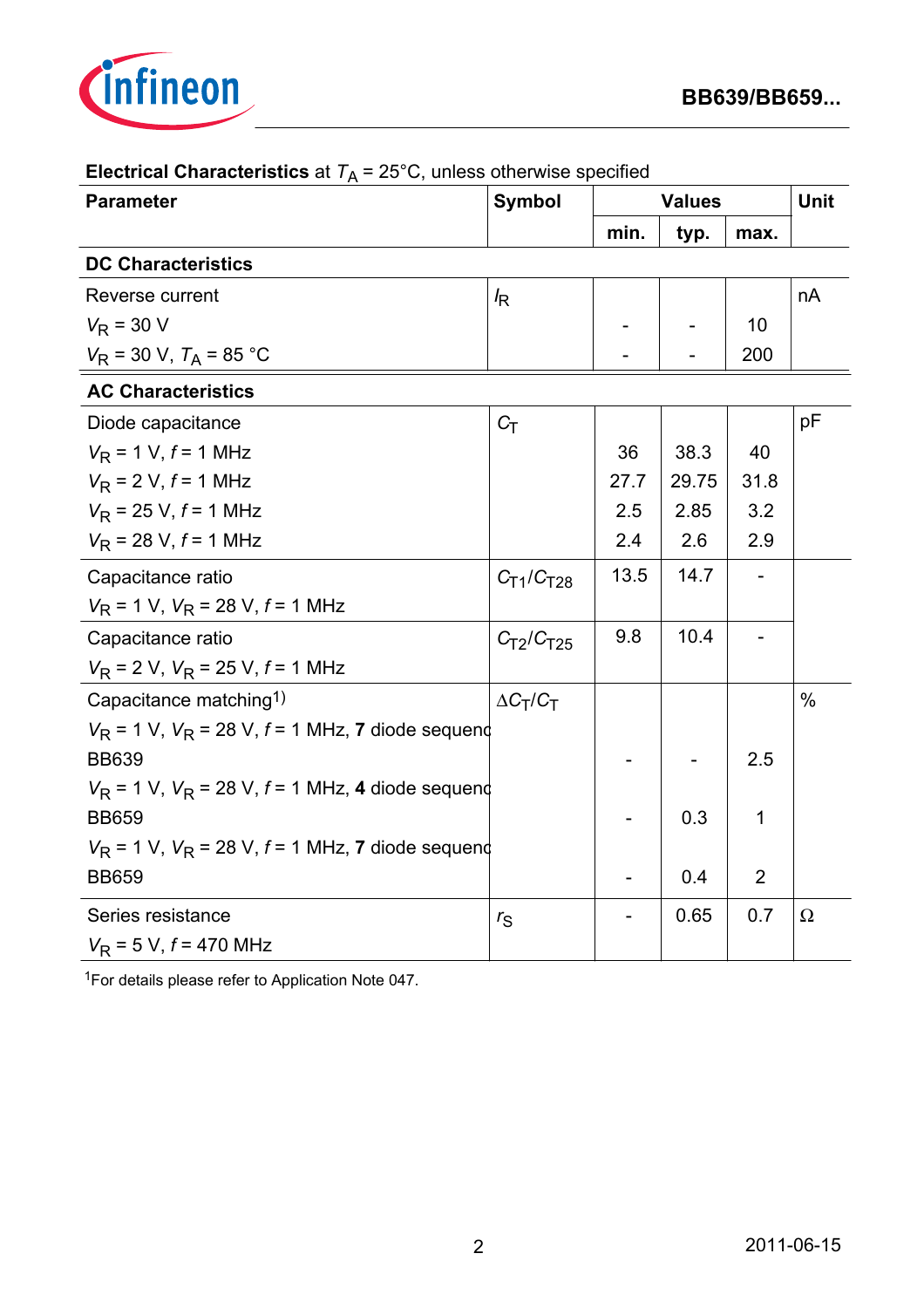**Electrical Characteristics** at $T_A$ = 25°C, unless otherwise specified

| Parameter | Symbol | Values | | | Unit |
|---|---|---|---|---|---|
| | | min. | typ. | max. | |
| **DC Characteristics** | | | | | |
| Reverse current | $I_R$ | | | | nA |
| $V_R$ = 30 V | | - | - | 10 | |
| $V_R$ = 30 V, $T_A$ = 85 °C | | - | - | 200 | |
| **AC Characteristics** | | | | | |
| Diode capacitance | $C_T$ | | | | pF |
| $V_R$ = 1 V, $f$ = 1 MHz | | 36 | 38.3 | 40 | |
| $V_R$ = 2 V, $f$ = 1 MHz | | 27.7 | 29.75 | 31.8 | |
| $V_R$ = 25 V, $f$ = 1 MHz | | 2.5 | 2.85 | 3.2 | |
| $V_R$ = 28 V, $f$ = 1 MHz | | 2.4 | 2.6 | 2.9 | |
| Capacitance ratio<br>$V_R$ = 1 V, $V_R$ = 28 V, $f$ = 1 MHz | $C_{T1}/C_{T28}$ | 13.5 | 14.7 | - | |
| Capacitance ratio<br>$V_R$ = 2 V, $V_R$ = 25 V, $f$ = 1 MHz | $C_{T2}/C_{T25}$ | 9.8 | 10.4 | - | |
| Capacitance matching[1] | $\Delta C_T/C_T$ | | | | % |
| $V_R$ = 1 V, $V_R$ = 28 V, $f$ = 1 MHz, **7** diode sequenc<br>BB639 | | - | - | 2.5 | |
| $V_R$ = 1 V, $V_R$ = 28 V, $f$ = 1 MHz, **4** diode sequenc<br>BB659 | | - | 0.3 | 1 | |
| $V_R$ = 1 V, $V_R$ = 28 V, $f$ = 1 MHz, **7** diode sequenc<br>BB659 | | - | 0.4 | 2 | |
| Series resistance<br>$V_R$ = 5 V, $f$ = 470 MHz | $r_S$ | - | 0.65 | 0.7 | Ω |

[1]For details please refer to Application Note 047.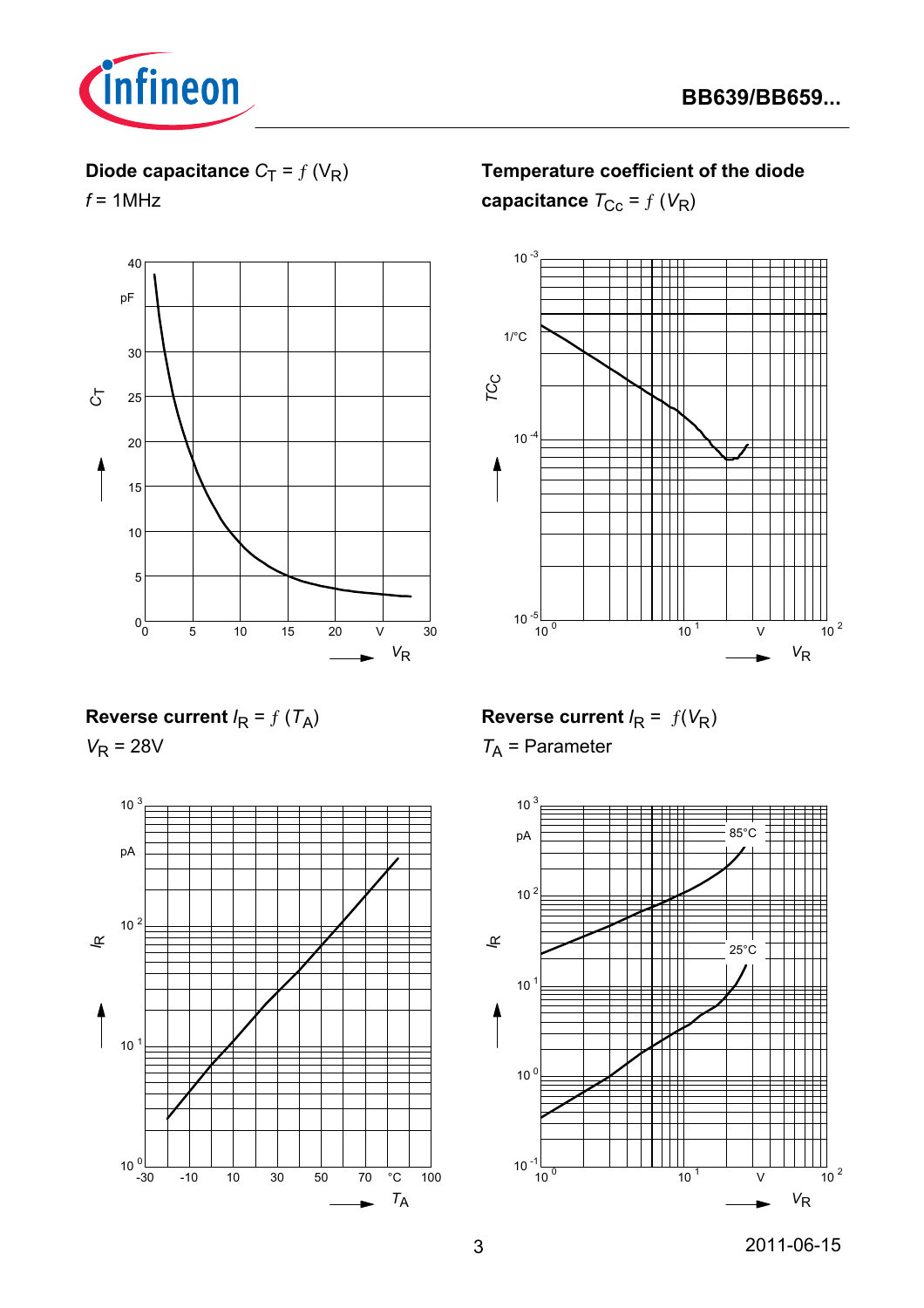**Diode capacitance $C_T = f\,(V_R)$**

$f$ = 1MHz

**Temperature coefficient of the diode capacitance $T_{Cc} = f\,(V_R)$**

**Reverse current $I_R = f\,(T_A)$**

$V_R$ = 28V

**Reverse current $I_R = f(V_R)$**

$T_A$ = Parameter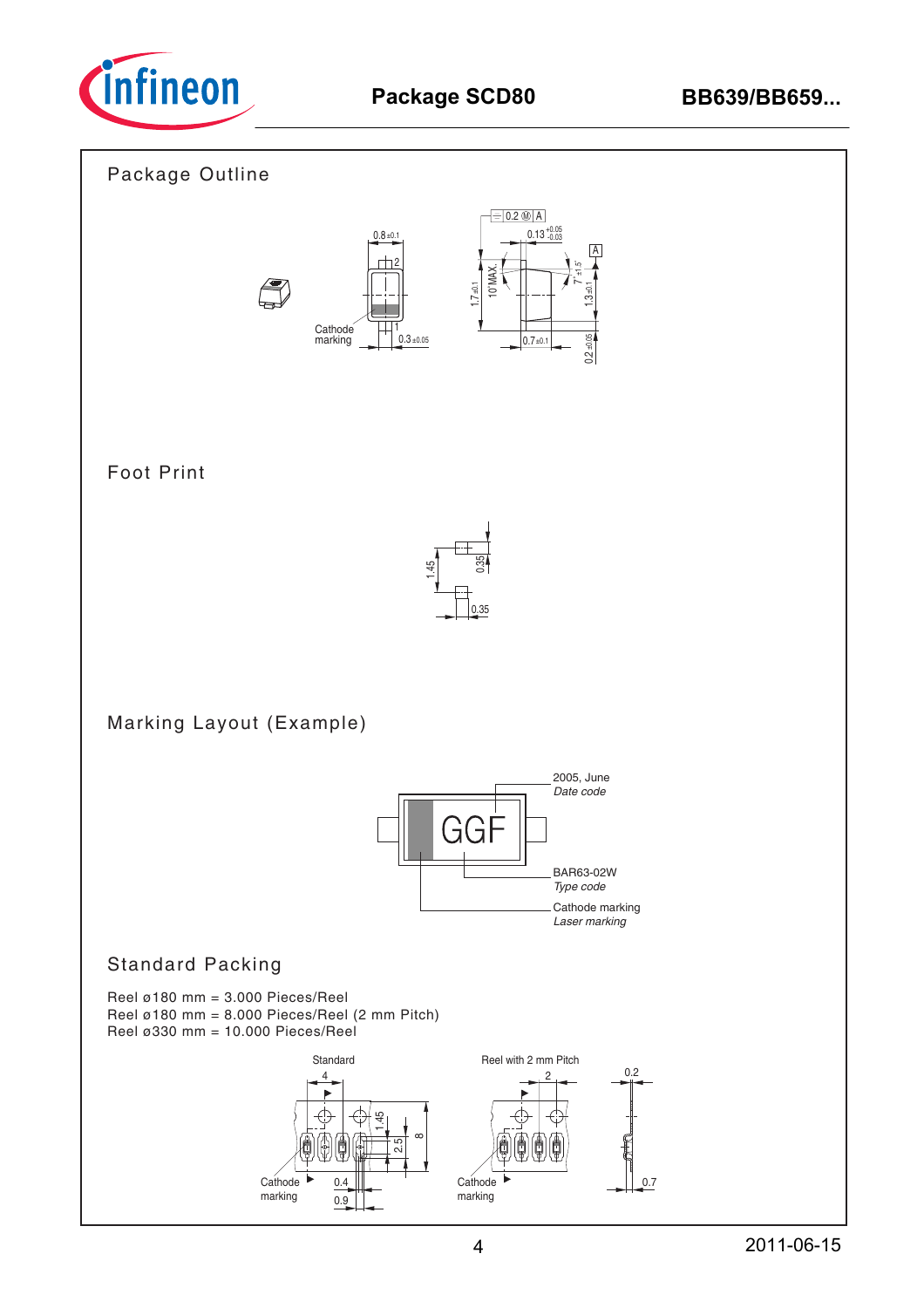## Package Outline

Cathode marking

0.8 ±0.1

0.3 ±0.05

1.7 ±0.1

10˚MAX.

0.2 Ⓜ A

0.13 +0.05 -0.03

7˚ ±1.5˚

1.3 ±0.1

0.7 ±0.1

0.2 ±0.05

## Foot Print

1.45

0.35

0.35

## Marking Layout (Example)

GGF

2005, June
*Date code*

BAR63-02W
*Type code*

Cathode marking
*Laser marking*

## Standard Packing

Reel ø180 mm = 3.000 Pieces/Reel
Reel ø180 mm = 8.000 Pieces/Reel (2 mm Pitch)
Reel ø330 mm = 10.000 Pieces/Reel

Standard

Reel with 2 mm Pitch

Cathode marking

4 · 1.45 · 2.5 · 8 · 0.4 · 0.9 · 2 · 0.2 · 0.7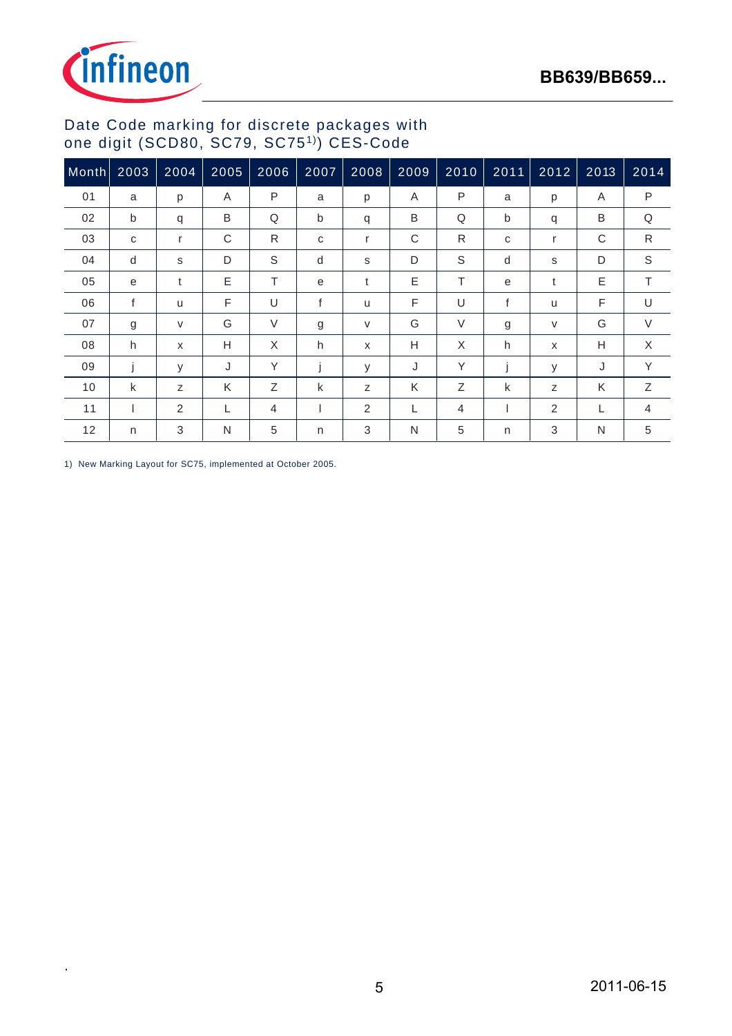## Date Code marking for discrete packages with one digit (SCD80, SC79, SC75[1)]) CES-Code

| Month | 2003 | 2004 | 2005 | 2006 | 2007 | 2008 | 2009 | 2010 | 2011 | 2012 | 2013 | 2014 |
|---|---|---|---|---|---|---|---|---|---|---|---|---|
| 01 | a | p | A | P | a | p | A | P | a | p | A | P |
| 02 | b | q | B | Q | b | q | B | Q | b | q | B | Q |
| 03 | c | r | C | R | c | r | C | R | c | r | C | R |
| 04 | d | s | D | S | d | s | D | S | d | s | D | S |
| 05 | e | t | E | T | e | t | E | T | e | t | E | T |
| 06 | f | u | F | U | f | u | F | U | f | u | F | U |
| 07 | g | v | G | V | g | v | G | V | g | v | G | V |
| 08 | h | x | H | X | h | x | H | X | h | x | H | X |
| 09 | j | y | J | Y | j | y | J | Y | j | y | J | Y |
| 10 | k | z | K | Z | k | z | K | Z | k | z | K | Z |
| 11 | l | 2 | L | 4 | l | 2 | L | 4 | l | 2 | L | 4 |
| 12 | n | 3 | N | 5 | n | 3 | N | 5 | n | 3 | N | 5 |

1) New Marking Layout for SC75, implemented at October 2005.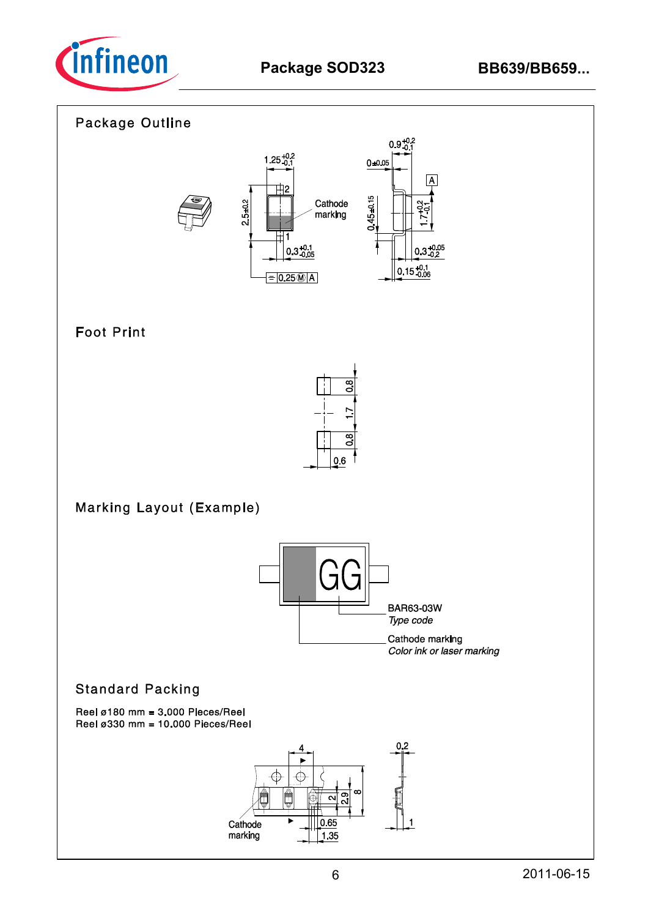## Package Outline

## Foot Print

## Marking Layout (Example)

## Standard Packing

Reel ø180 mm = 3.000 Pieces/Reel
Reel ø330 mm = 10.000 Pieces/Reel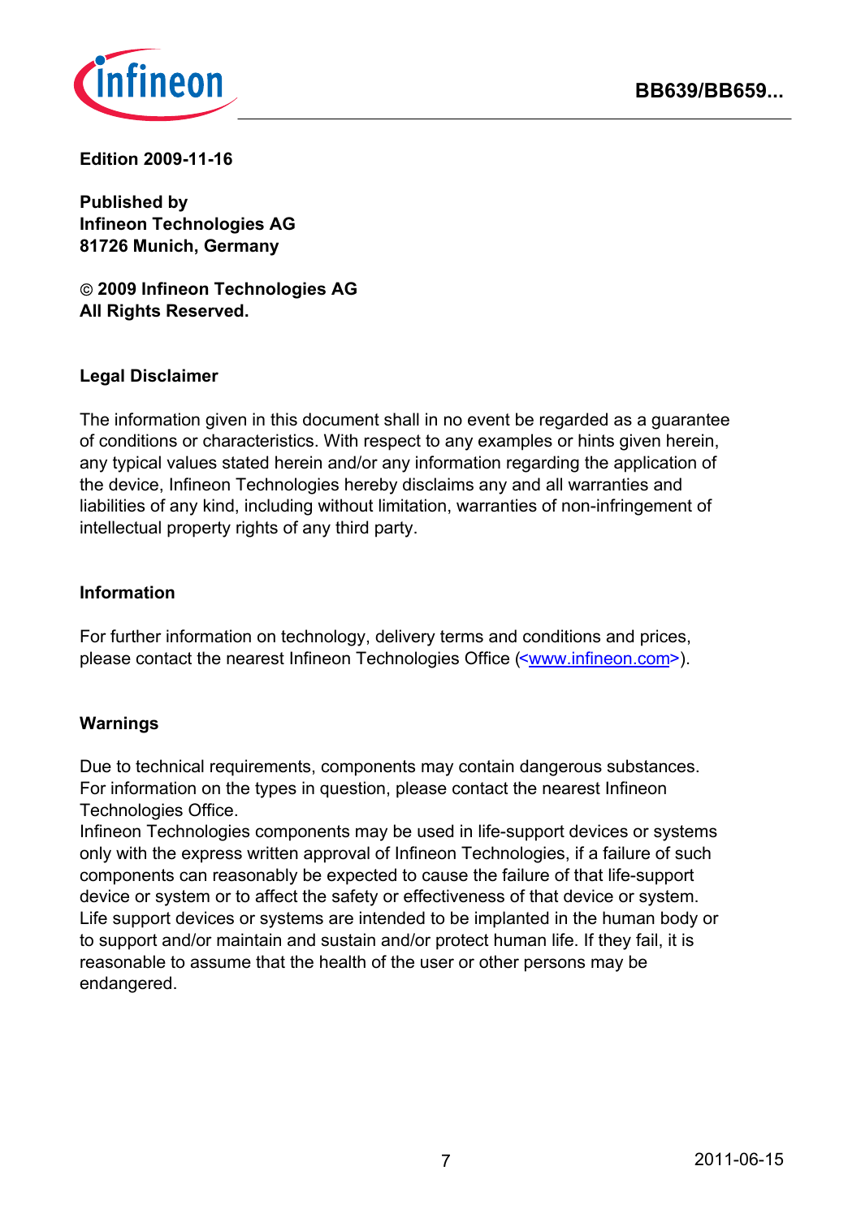**Edition 2009-11-16**

**Published by**
**Infineon Technologies AG**
**81726 Munich, Germany**

**© 2009 Infineon Technologies AG**
**All Rights Reserved.**

**Legal Disclaimer**

The information given in this document shall in no event be regarded as a guarantee of conditions or characteristics. With respect to any examples or hints given herein, any typical values stated herein and/or any information regarding the application of the device, Infineon Technologies hereby disclaims any and all warranties and liabilities of any kind, including without limitation, warranties of non-infringement of intellectual property rights of any third party.

**Information**

For further information on technology, delivery terms and conditions and prices, please contact the nearest Infineon Technologies Office (<www.infineon.com>).

**Warnings**

Due to technical requirements, components may contain dangerous substances. For information on the types in question, please contact the nearest Infineon Technologies Office.
Infineon Technologies components may be used in life-support devices or systems only with the express written approval of Infineon Technologies, if a failure of such components can reasonably be expected to cause the failure of that life-support device or system or to affect the safety or effectiveness of that device or system. Life support devices or systems are intended to be implanted in the human body or to support and/or maintain and sustain and/or protect human life. If they fail, it is reasonable to assume that the health of the user or other persons may be endangered.